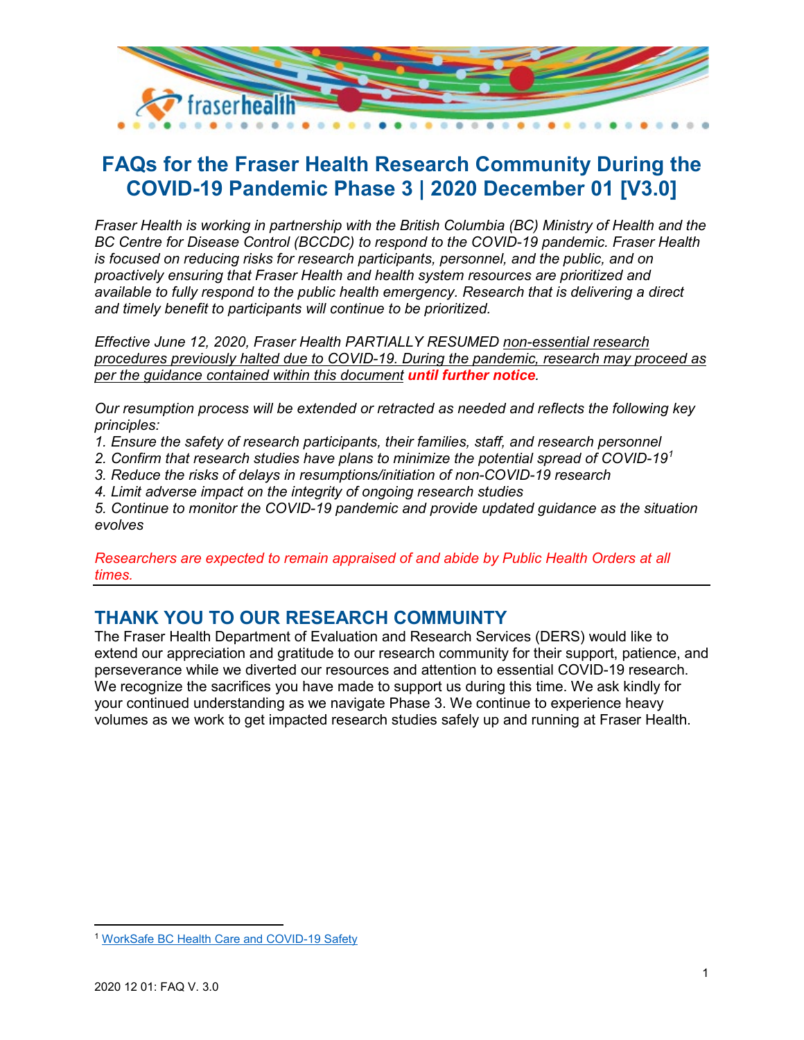# FAQs for the Fraser Health Research Community During the COVID-19 Pandemic Phase 3 | 2020 December 01 [V3.0]

*Fraser Health is working in partnership with the British Columbia (BC) Ministry of Health and the BC Centre for Disease Control (BCCDC) to respond to the COVID-19 pandemic. Fraser Health is focused on reducing risks for research participants, personnel, and the public, and on proactively ensuring that Fraser Health and health system resources are prioritized and available to fully respond to the public health emergency. Research that is delivering a direct and timely benefit to participants will continue to be prioritized.*

*Effective June 12, 2020, Fraser Health PARTIALLY RESUMED non-essential research procedures previously halted due to COVID-19. During the pandemic, research may proceed as per the guidance contained within this document **until further notice**.*

*Our resumption process will be extended or retracted as needed and reflects the following key principles:*

1. *Ensure the safety of research participants, their families, staff, and research personnel*
2. *Confirm that research studies have plans to minimize the potential spread of COVID-19*[1]
3. *Reduce the risks of delays in resumptions/initiation of non-COVID-19 research*
4. *Limit adverse impact on the integrity of ongoing research studies*
5. *Continue to monitor the COVID-19 pandemic and provide updated guidance as the situation evolves*

*Researchers are expected to remain appraised of and abide by Public Health Orders at all times.*

---

## THANK YOU TO OUR RESEARCH COMMUINTY

The Fraser Health Department of Evaluation and Research Services (DERS) would like to extend our appreciation and gratitude to our research community for their support, patience, and perseverance while we diverted our resources and attention to essential COVID-19 research. We recognize the sacrifices you have made to support us during this time. We ask kindly for your continued understanding as we navigate Phase 3. We continue to experience heavy volumes as we work to get impacted research studies safely up and running at Fraser Health.

---

[1] WorkSafe BC Health Care and COVID-19 Safety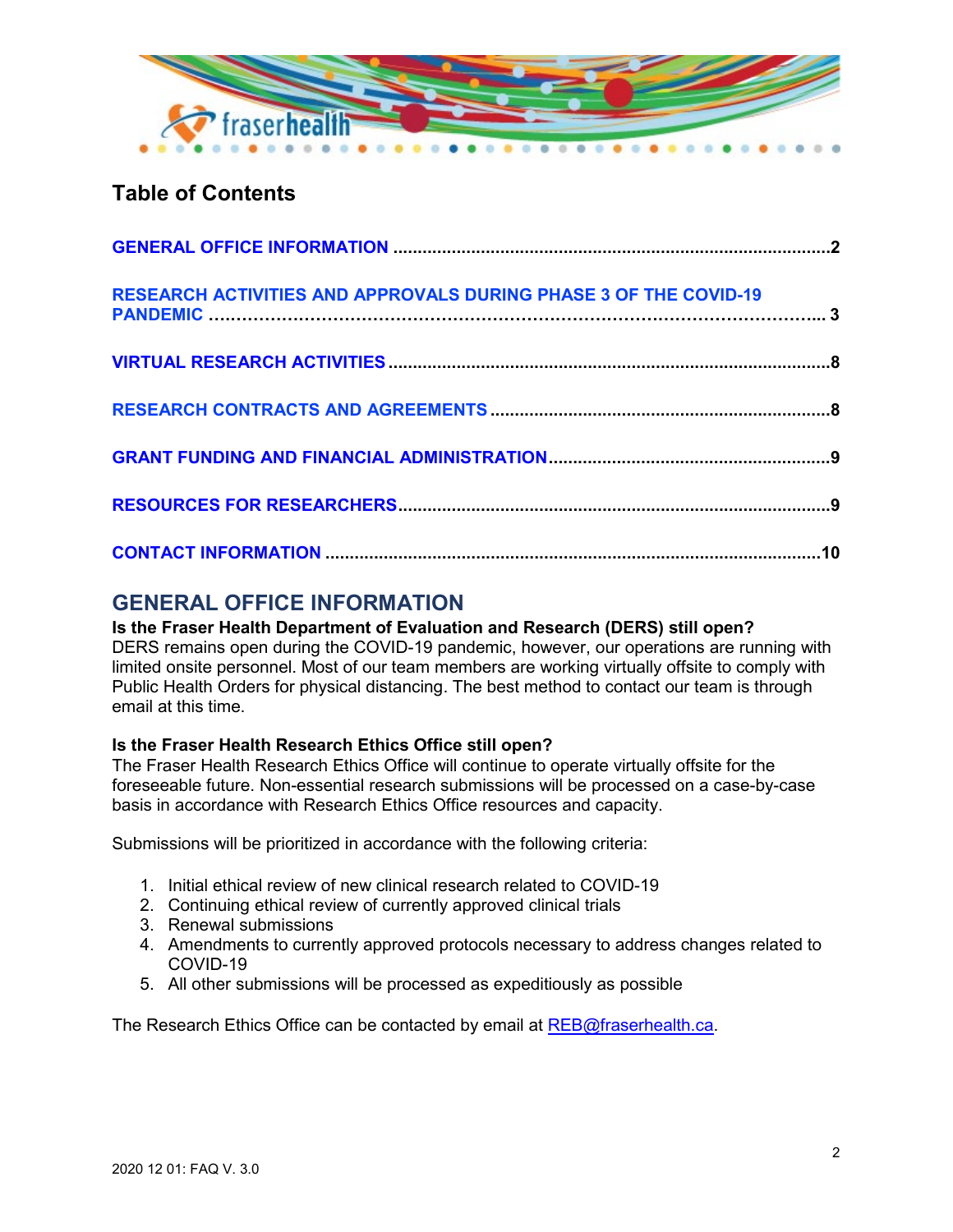## Table of Contents

GENERAL OFFICE INFORMATION ........................................................................................2

RESEARCH ACTIVITIES AND APPROVALS DURING PHASE 3 OF THE COVID-19 PANDEMIC ............................................................................................................... 3

VIRTUAL RESEARCH ACTIVITIES ..........................................................................................8

RESEARCH CONTRACTS AND AGREEMENTS .....................................................................8

GRANT FUNDING AND FINANCIAL ADMINISTRATION.........................................................9

RESOURCES FOR RESEARCHERS.......................................................................................9

CONTACT INFORMATION ....................................................................................................10

# GENERAL OFFICE INFORMATION

**Is the Fraser Health Department of Evaluation and Research (DERS) still open?**
DERS remains open during the COVID-19 pandemic, however, our operations are running with limited onsite personnel. Most of our team members are working virtually offsite to comply with Public Health Orders for physical distancing. The best method to contact our team is through email at this time.

**Is the Fraser Health Research Ethics Office still open?**
The Fraser Health Research Ethics Office will continue to operate virtually offsite for the foreseeable future. Non-essential research submissions will be processed on a case-by-case basis in accordance with Research Ethics Office resources and capacity.

Submissions will be prioritized in accordance with the following criteria:

1. Initial ethical review of new clinical research related to COVID-19
2. Continuing ethical review of currently approved clinical trials
3. Renewal submissions
4. Amendments to currently approved protocols necessary to address changes related to COVID-19
5. All other submissions will be processed as expeditiously as possible

The Research Ethics Office can be contacted by email at REB@fraserhealth.ca.

2020 12 01: FAQ V. 3.0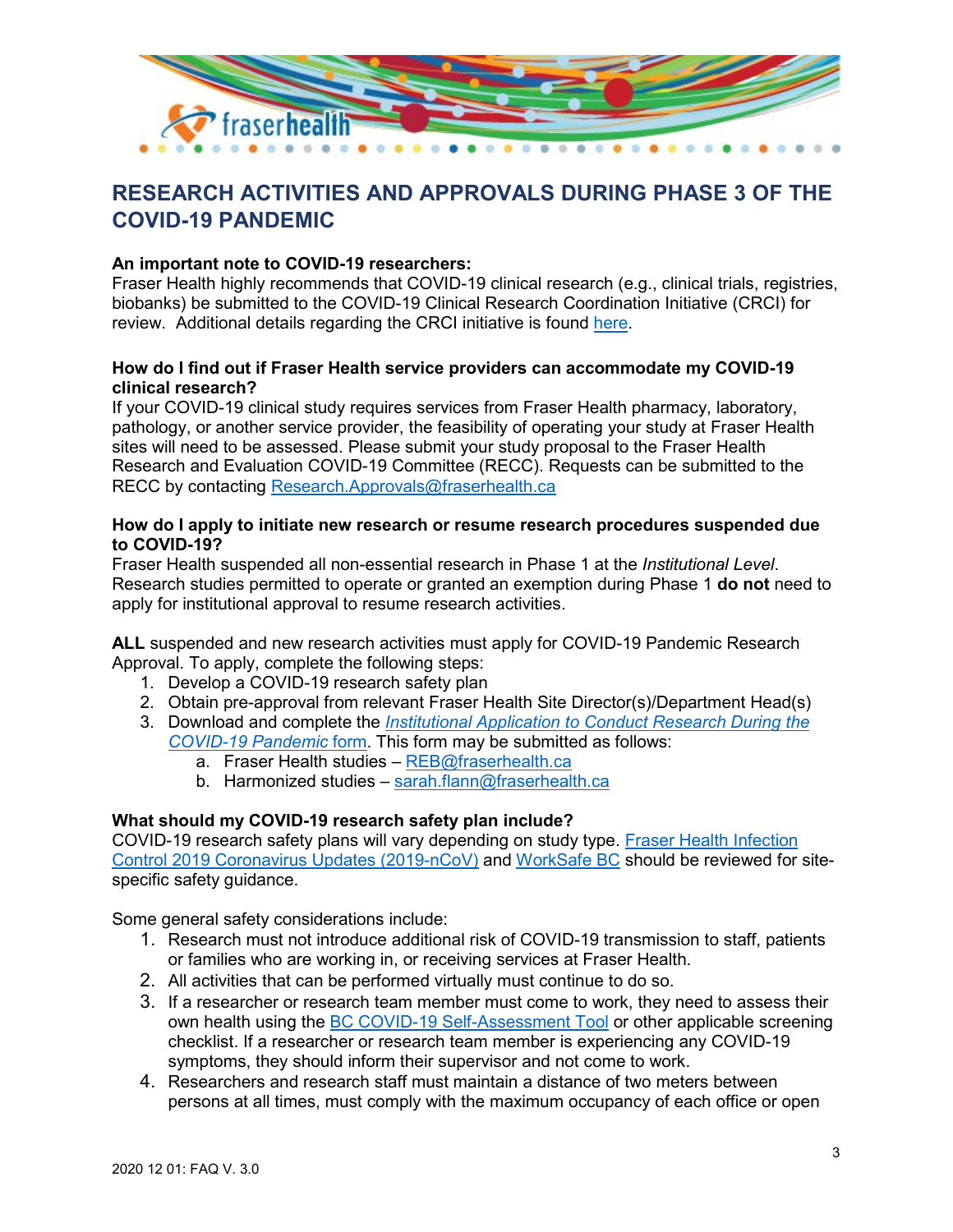# RESEARCH ACTIVITIES AND APPROVALS DURING PHASE 3 OF THE COVID-19 PANDEMIC

**An important note to COVID-19 researchers:**
Fraser Health highly recommends that COVID-19 clinical research (e.g., clinical trials, registries, biobanks) be submitted to the COVID-19 Clinical Research Coordination Initiative (CRCI) for review. Additional details regarding the CRCI initiative is found here.

**How do I find out if Fraser Health service providers can accommodate my COVID-19 clinical research?**
If your COVID-19 clinical study requires services from Fraser Health pharmacy, laboratory, pathology, or another service provider, the feasibility of operating your study at Fraser Health sites will need to be assessed. Please submit your study proposal to the Fraser Health Research and Evaluation COVID-19 Committee (RECC). Requests can be submitted to the RECC by contacting Research.Approvals@fraserhealth.ca

**How do I apply to initiate new research or resume research procedures suspended due to COVID-19?**
Fraser Health suspended all non-essential research in Phase 1 at the *Institutional Level*. Research studies permitted to operate or granted an exemption during Phase 1 **do not** need to apply for institutional approval to resume research activities.

**ALL** suspended and new research activities must apply for COVID-19 Pandemic Research Approval. To apply, complete the following steps:

1. Develop a COVID-19 research safety plan
2. Obtain pre-approval from relevant Fraser Health Site Director(s)/Department Head(s)
3. Download and complete the *Institutional Application to Conduct Research During the COVID-19 Pandemic* form. This form may be submitted as follows:
   a. Fraser Health studies – REB@fraserhealth.ca
   b. Harmonized studies – sarah.flann@fraserhealth.ca

**What should my COVID-19 research safety plan include?**
COVID-19 research safety plans will vary depending on study type. Fraser Health Infection Control 2019 Coronavirus Updates (2019-nCoV) and WorkSafe BC should be reviewed for site-specific safety guidance.

Some general safety considerations include:

1. Research must not introduce additional risk of COVID-19 transmission to staff, patients or families who are working in, or receiving services at Fraser Health.
2. All activities that can be performed virtually must continue to do so.
3. If a researcher or research team member must come to work, they need to assess their own health using the BC COVID-19 Self-Assessment Tool or other applicable screening checklist. If a researcher or research team member is experiencing any COVID-19 symptoms, they should inform their supervisor and not come to work.
4. Researchers and research staff must maintain a distance of two meters between persons at all times, must comply with the maximum occupancy of each office or open

2020 12 01: FAQ V. 3.0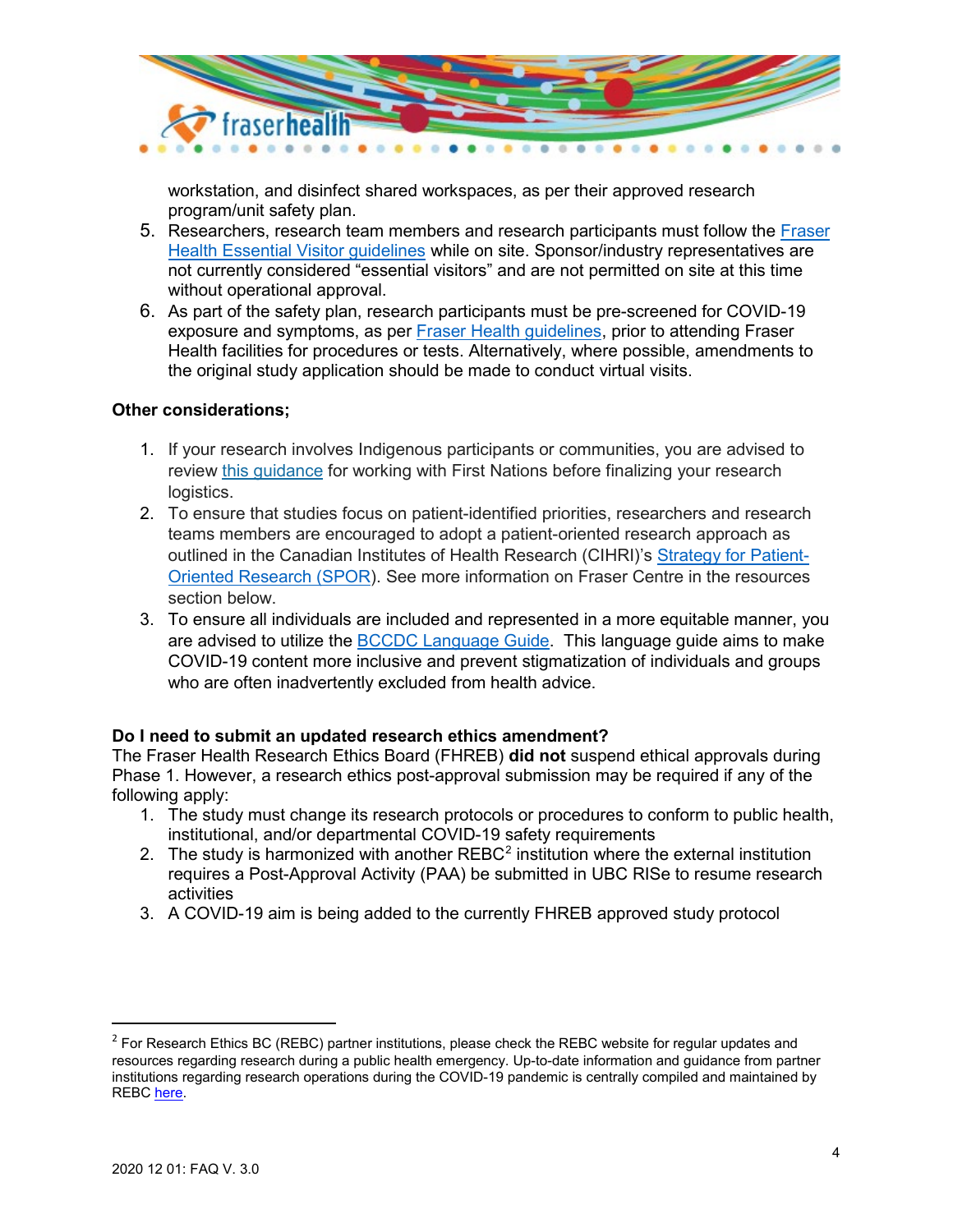workstation, and disinfect shared workspaces, as per their approved research program/unit safety plan.

5. Researchers, research team members and research participants must follow the Fraser Health Essential Visitor guidelines while on site. Sponsor/industry representatives are not currently considered "essential visitors" and are not permitted on site at this time without operational approval.
6. As part of the safety plan, research participants must be pre-screened for COVID-19 exposure and symptoms, as per Fraser Health guidelines, prior to attending Fraser Health facilities for procedures or tests. Alternatively, where possible, amendments to the original study application should be made to conduct virtual visits.

**Other considerations;**

1. If your research involves Indigenous participants or communities, you are advised to review this guidance for working with First Nations before finalizing your research logistics.
2. To ensure that studies focus on patient-identified priorities, researchers and research teams members are encouraged to adopt a patient-oriented research approach as outlined in the Canadian Institutes of Health Research (CIHRI)'s Strategy for Patient-Oriented Research (SPOR). See more information on Fraser Centre in the resources section below.
3. To ensure all individuals are included and represented in a more equitable manner, you are advised to utilize the BCCDC Language Guide. This language guide aims to make COVID-19 content more inclusive and prevent stigmatization of individuals and groups who are often inadvertently excluded from health advice.

**Do I need to submit an updated research ethics amendment?**

The Fraser Health Research Ethics Board (FHREB) **did not** suspend ethical approvals during Phase 1. However, a research ethics post-approval submission may be required if any of the following apply:

1. The study must change its research protocols or procedures to conform to public health, institutional, and/or departmental COVID-19 safety requirements
2. The study is harmonized with another REBC[2] institution where the external institution requires a Post-Approval Activity (PAA) be submitted in UBC RISe to resume research activities
3. A COVID-19 aim is being added to the currently FHREB approved study protocol

---

[2] For Research Ethics BC (REBC) partner institutions, please check the REBC website for regular updates and resources regarding research during a public health emergency. Up-to-date information and guidance from partner institutions regarding research operations during the COVID-19 pandemic is centrally compiled and maintained by REBC here.

2020 12 01: FAQ V. 3.0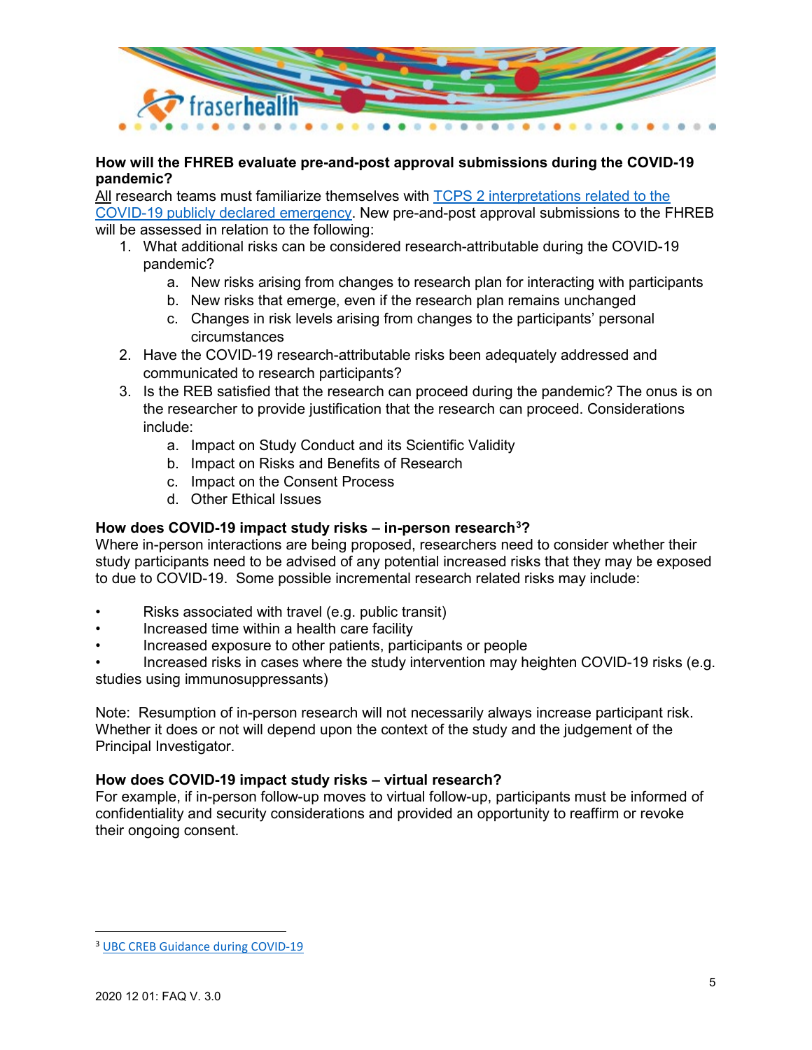**How will the FHREB evaluate pre-and-post approval submissions during the COVID-19 pandemic?**

All research teams must familiarize themselves with [TCPS 2 interpretations related to the COVID-19 publicly declared emergency](). New pre-and-post approval submissions to the FHREB will be assessed in relation to the following:

1. What additional risks can be considered research-attributable during the COVID-19 pandemic?
   a. New risks arising from changes to research plan for interacting with participants
   b. New risks that emerge, even if the research plan remains unchanged
   c. Changes in risk levels arising from changes to the participants' personal circumstances
2. Have the COVID-19 research-attributable risks been adequately addressed and communicated to research participants?
3. Is the REB satisfied that the research can proceed during the pandemic? The onus is on the researcher to provide justification that the research can proceed. Considerations include:
   a. Impact on Study Conduct and its Scientific Validity
   b. Impact on Risks and Benefits of Research
   c. Impact on the Consent Process
   d. Other Ethical Issues

**How does COVID-19 impact study risks – in-person research[3]?**

Where in-person interactions are being proposed, researchers need to consider whether their study participants need to be advised of any potential increased risks that they may be exposed to due to COVID-19. Some possible incremental research related risks may include:

- Risks associated with travel (e.g. public transit)
- Increased time within a health care facility
- Increased exposure to other patients, participants or people
- Increased risks in cases where the study intervention may heighten COVID-19 risks (e.g. studies using immunosuppressants)

Note: Resumption of in-person research will not necessarily always increase participant risk. Whether it does or not will depend upon the context of the study and the judgement of the Principal Investigator.

**How does COVID-19 impact study risks – virtual research?**

For example, if in-person follow-up moves to virtual follow-up, participants must be informed of confidentiality and security considerations and provided an opportunity to reaffirm or revoke their ongoing consent.

[3] UBC CREB Guidance during COVID-19

2020 12 01: FAQ V. 3.0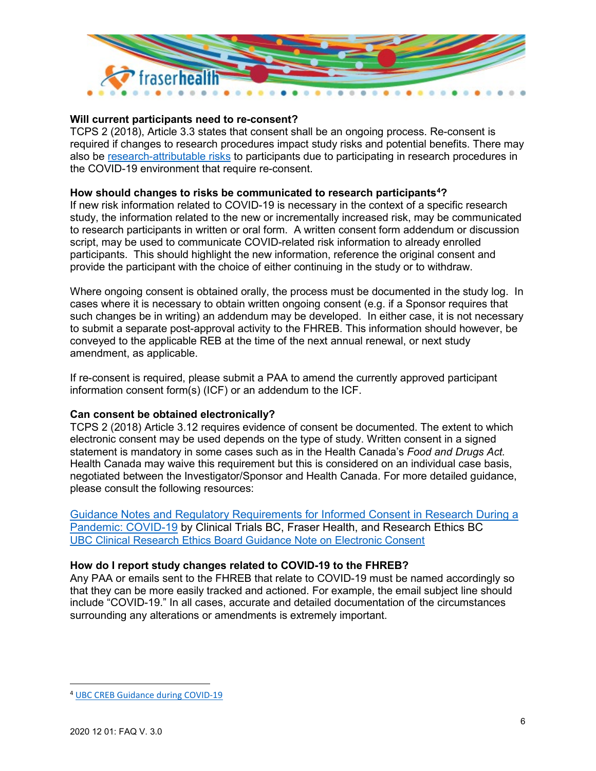**Will current participants need to re-consent?**
TCPS 2 (2018), Article 3.3 states that consent shall be an ongoing process. Re-consent is required if changes to research procedures impact study risks and potential benefits. There may also be research-attributable risks to participants due to participating in research procedures in the COVID-19 environment that require re-consent.

**How should changes to risks be communicated to research participants[4]?**
If new risk information related to COVID-19 is necessary in the context of a specific research study, the information related to the new or incrementally increased risk, may be communicated to research participants in written or oral form. A written consent form addendum or discussion script, may be used to communicate COVID-related risk information to already enrolled participants. This should highlight the new information, reference the original consent and provide the participant with the choice of either continuing in the study or to withdraw.

Where ongoing consent is obtained orally, the process must be documented in the study log. In cases where it is necessary to obtain written ongoing consent (e.g. if a Sponsor requires that such changes be in writing) an addendum may be developed. In either case, it is not necessary to submit a separate post-approval activity to the FHREB. This information should however, be conveyed to the applicable REB at the time of the next annual renewal, or next study amendment, as applicable.

If re-consent is required, please submit a PAA to amend the currently approved participant information consent form(s) (ICF) or an addendum to the ICF.

**Can consent be obtained electronically?**
TCPS 2 (2018) Article 3.12 requires evidence of consent be documented. The extent to which electronic consent may be used depends on the type of study. Written consent in a signed statement is mandatory in some cases such as in the Health Canada's *Food and Drugs Act.* Health Canada may waive this requirement but this is considered on an individual case basis, negotiated between the Investigator/Sponsor and Health Canada. For more detailed guidance, please consult the following resources:

Guidance Notes and Regulatory Requirements for Informed Consent in Research During a Pandemic: COVID-19 by Clinical Trials BC, Fraser Health, and Research Ethics BC
UBC Clinical Research Ethics Board Guidance Note on Electronic Consent

**How do I report study changes related to COVID-19 to the FHREB?**
Any PAA or emails sent to the FHREB that relate to COVID-19 must be named accordingly so that they can be more easily tracked and actioned. For example, the email subject line should include "COVID-19." In all cases, accurate and detailed documentation of the circumstances surrounding any alterations or amendments is extremely important.

---

[4] UBC CREB Guidance during COVID-19

2020 12 01: FAQ V. 3.0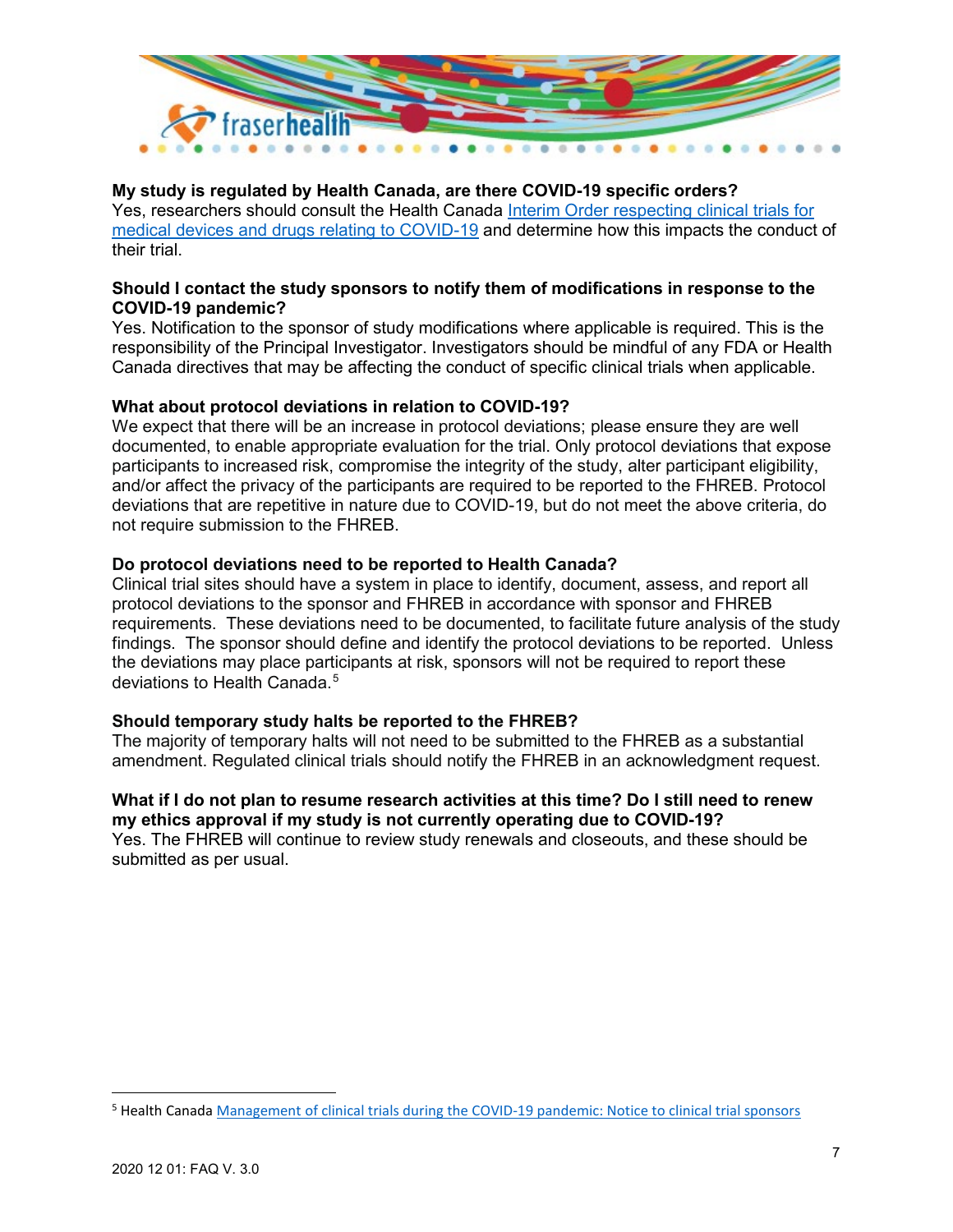**My study is regulated by Health Canada, are there COVID-19 specific orders?**
Yes, researchers should consult the Health Canada Interim Order respecting clinical trials for medical devices and drugs relating to COVID-19 and determine how this impacts the conduct of their trial.

**Should I contact the study sponsors to notify them of modifications in response to the COVID-19 pandemic?**
Yes. Notification to the sponsor of study modifications where applicable is required. This is the responsibility of the Principal Investigator. Investigators should be mindful of any FDA or Health Canada directives that may be affecting the conduct of specific clinical trials when applicable.

**What about protocol deviations in relation to COVID-19?**
We expect that there will be an increase in protocol deviations; please ensure they are well documented, to enable appropriate evaluation for the trial. Only protocol deviations that expose participants to increased risk, compromise the integrity of the study, alter participant eligibility, and/or affect the privacy of the participants are required to be reported to the FHREB. Protocol deviations that are repetitive in nature due to COVID-19, but do not meet the above criteria, do not require submission to the FHREB.

**Do protocol deviations need to be reported to Health Canada?**
Clinical trial sites should have a system in place to identify, document, assess, and report all protocol deviations to the sponsor and FHREB in accordance with sponsor and FHREB requirements. These deviations need to be documented, to facilitate future analysis of the study findings. The sponsor should define and identify the protocol deviations to be reported. Unless the deviations may place participants at risk, sponsors will not be required to report these deviations to Health Canada.[5]

**Should temporary study halts be reported to the FHREB?**
The majority of temporary halts will not need to be submitted to the FHREB as a substantial amendment. Regulated clinical trials should notify the FHREB in an acknowledgment request.

**What if I do not plan to resume research activities at this time? Do I still need to renew my ethics approval if my study is not currently operating due to COVID-19?**
Yes. The FHREB will continue to review study renewals and closeouts, and these should be submitted as per usual.

---

[5] Health Canada Management of clinical trials during the COVID-19 pandemic: Notice to clinical trial sponsors

2020 12 01: FAQ V. 3.0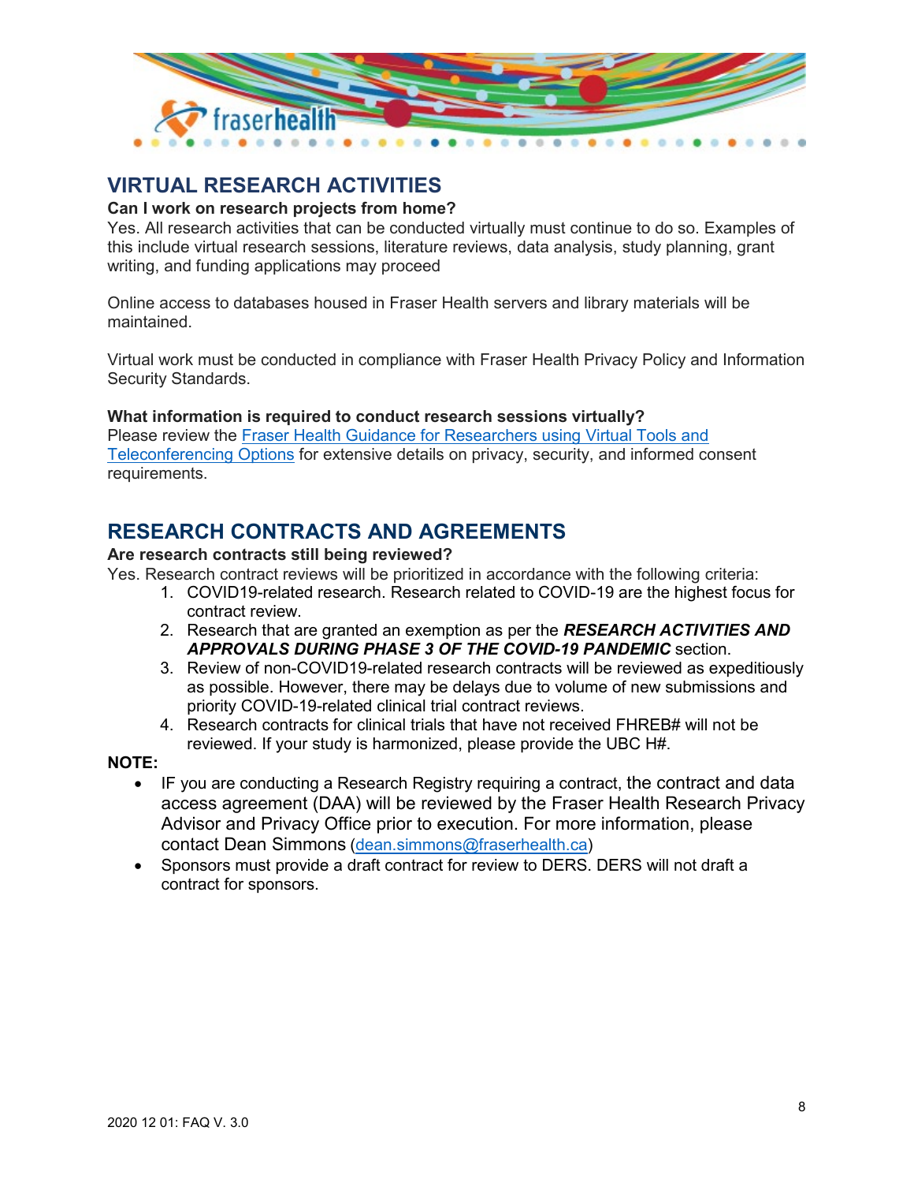## VIRTUAL RESEARCH ACTIVITIES

**Can I work on research projects from home?**

Yes. All research activities that can be conducted virtually must continue to do so. Examples of this include virtual research sessions, literature reviews, data analysis, study planning, grant writing, and funding applications may proceed

Online access to databases housed in Fraser Health servers and library materials will be maintained.

Virtual work must be conducted in compliance with Fraser Health Privacy Policy and Information Security Standards.

**What information is required to conduct research sessions virtually?**

Please review the Fraser Health Guidance for Researchers using Virtual Tools and Teleconferencing Options for extensive details on privacy, security, and informed consent requirements.

## RESEARCH CONTRACTS AND AGREEMENTS

**Are research contracts still being reviewed?**

Yes. Research contract reviews will be prioritized in accordance with the following criteria:

1. COVID19-related research. Research related to COVID-19 are the highest focus for contract review.
2. Research that are granted an exemption as per the ***RESEARCH ACTIVITIES AND APPROVALS DURING PHASE 3 OF THE COVID-19 PANDEMIC*** section.
3. Review of non-COVID19-related research contracts will be reviewed as expeditiously as possible. However, there may be delays due to volume of new submissions and priority COVID-19-related clinical trial contract reviews.
4. Research contracts for clinical trials that have not received FHREB# will not be reviewed. If your study is harmonized, please provide the UBC H#.

**NOTE:**

- IF you are conducting a Research Registry requiring a contract, the contract and data access agreement (DAA) will be reviewed by the Fraser Health Research Privacy Advisor and Privacy Office prior to execution. For more information, please contact Dean Simmons (dean.simmons@fraserhealth.ca)
- Sponsors must provide a draft contract for review to DERS. DERS will not draft a contract for sponsors.

2020 12 01: FAQ V. 3.0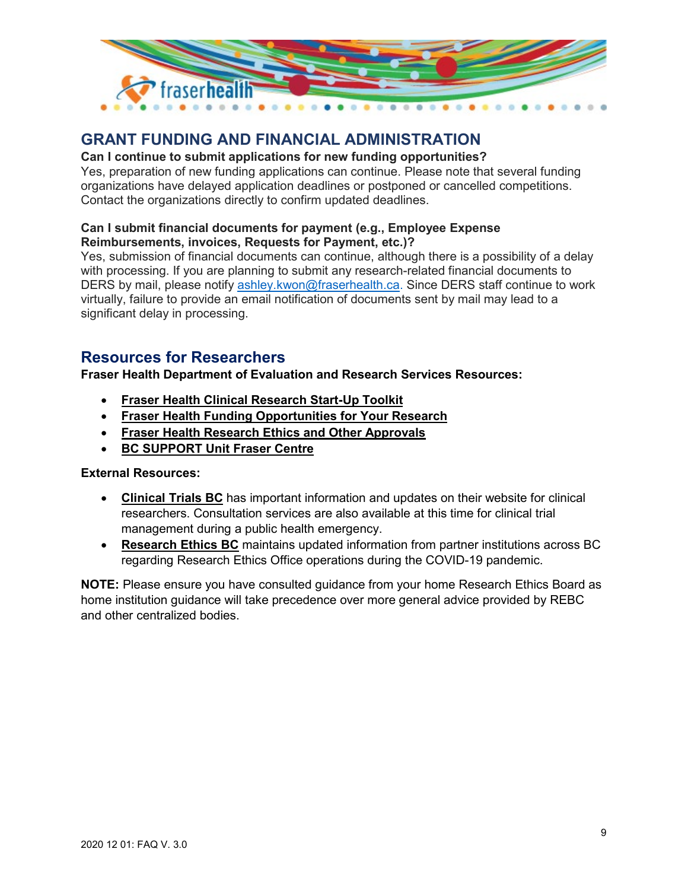## GRANT FUNDING AND FINANCIAL ADMINISTRATION

**Can I continue to submit applications for new funding opportunities?**

Yes, preparation of new funding applications can continue. Please note that several funding organizations have delayed application deadlines or postponed or cancelled competitions. Contact the organizations directly to confirm updated deadlines.

**Can I submit financial documents for payment (e.g., Employee Expense Reimbursements, invoices, Requests for Payment, etc.)?**

Yes, submission of financial documents can continue, although there is a possibility of a delay with processing. If you are planning to submit any research-related financial documents to DERS by mail, please notify ashley.kwon@fraserhealth.ca. Since DERS staff continue to work virtually, failure to provide an email notification of documents sent by mail may lead to a significant delay in processing.

## Resources for Researchers

**Fraser Health Department of Evaluation and Research Services Resources:**

- **Fraser Health Clinical Research Start-Up Toolkit**
- **Fraser Health Funding Opportunities for Your Research**
- **Fraser Health Research Ethics and Other Approvals**
- **BC SUPPORT Unit Fraser Centre**

**External Resources:**

- **Clinical Trials BC** has important information and updates on their website for clinical researchers. Consultation services are also available at this time for clinical trial management during a public health emergency.
- **Research Ethics BC** maintains updated information from partner institutions across BC regarding Research Ethics Office operations during the COVID-19 pandemic.

**NOTE:** Please ensure you have consulted guidance from your home Research Ethics Board as home institution guidance will take precedence over more general advice provided by REBC and other centralized bodies.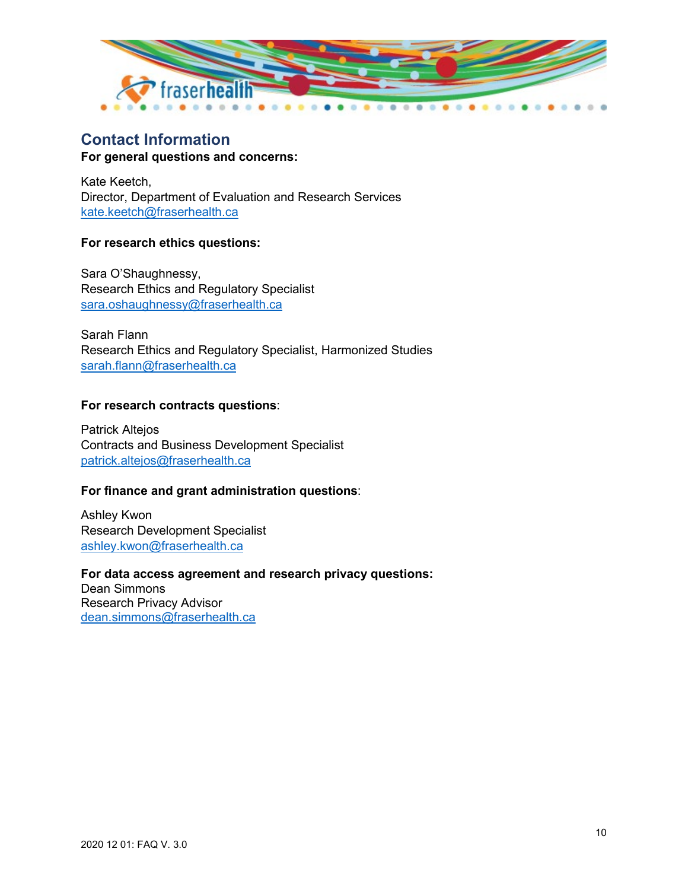## Contact Information

**For general questions and concerns:**

Kate Keetch,
Director, Department of Evaluation and Research Services
kate.keetch@fraserhealth.ca

**For research ethics questions:**

Sara O'Shaughnessy,
Research Ethics and Regulatory Specialist
sara.oshaughnessy@fraserhealth.ca

Sarah Flann
Research Ethics and Regulatory Specialist, Harmonized Studies
sarah.flann@fraserhealth.ca

**For research contracts questions**:

Patrick Altejos
Contracts and Business Development Specialist
patrick.altejos@fraserhealth.ca

**For finance and grant administration questions**:

Ashley Kwon
Research Development Specialist
ashley.kwon@fraserhealth.ca

**For data access agreement and research privacy questions:**
Dean Simmons
Research Privacy Advisor
dean.simmons@fraserhealth.ca

2020 12 01: FAQ V. 3.0